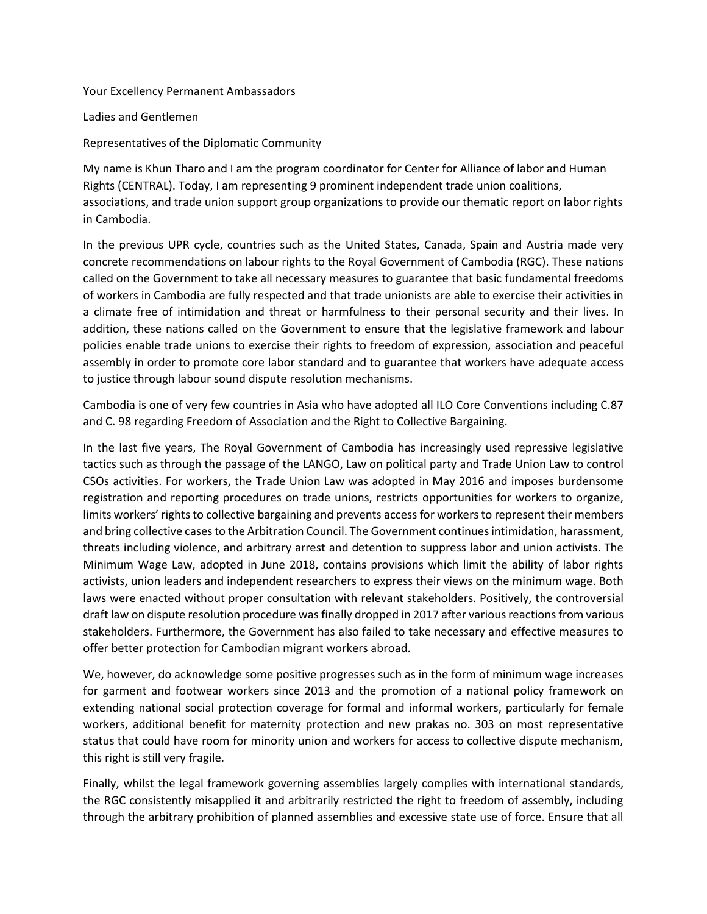Your Excellency Permanent Ambassadors

Ladies and Gentlemen

Representatives of the Diplomatic Community

My name is Khun Tharo and I am the program coordinator for Center for Alliance of labor and Human Rights (CENTRAL). Today, I am representing 9 prominent independent trade union coalitions, associations, and trade union support group organizations to provide our thematic report on labor rights in Cambodia.

In the previous UPR cycle, countries such as the United States, Canada, Spain and Austria made very concrete recommendations on labour rights to the Royal Government of Cambodia (RGC). These nations called on the Government to take all necessary measures to guarantee that basic fundamental freedoms of workers in Cambodia are fully respected and that trade unionists are able to exercise their activities in a climate free of intimidation and threat or harmfulness to their personal security and their lives. In addition, these nations called on the Government to ensure that the legislative framework and labour policies enable trade unions to exercise their rights to freedom of expression, association and peaceful assembly in order to promote core labor standard and to guarantee that workers have adequate access to justice through labour sound dispute resolution mechanisms.

Cambodia is one of very few countries in Asia who have adopted all ILO Core Conventions including C.87 and C. 98 regarding Freedom of Association and the Right to Collective Bargaining.

In the last five years, The Royal Government of Cambodia has increasingly used repressive legislative tactics such as through the passage of the LANGO, Law on political party and Trade Union Law to control CSOs activities. For workers, the Trade Union Law was adopted in May 2016 and imposes burdensome registration and reporting procedures on trade unions, restricts opportunities for workers to organize, limits workers' rights to collective bargaining and prevents access for workers to represent their members and bring collective cases to the Arbitration Council. The Government continues intimidation, harassment, threats including violence, and arbitrary arrest and detention to suppress labor and union activists. The Minimum Wage Law, adopted in June 2018, contains provisions which limit the ability of labor rights activists, union leaders and independent researchers to express their views on the minimum wage. Both laws were enacted without proper consultation with relevant stakeholders. Positively, the controversial draft law on dispute resolution procedure was finally dropped in 2017 after various reactions from various stakeholders. Furthermore, the Government has also failed to take necessary and effective measures to offer better protection for Cambodian migrant workers abroad.

We, however, do acknowledge some positive progresses such as in the form of minimum wage increases for garment and footwear workers since 2013 and the promotion of a national policy framework on extending national social protection coverage for formal and informal workers, particularly for female workers, additional benefit for maternity protection and new prakas no. 303 on most representative status that could have room for minority union and workers for access to collective dispute mechanism, this right is still very fragile.

Finally, whilst the legal framework governing assemblies largely complies with international standards, the RGC consistently misapplied it and arbitrarily restricted the right to freedom of assembly, including through the arbitrary prohibition of planned assemblies and excessive state use of force. Ensure that all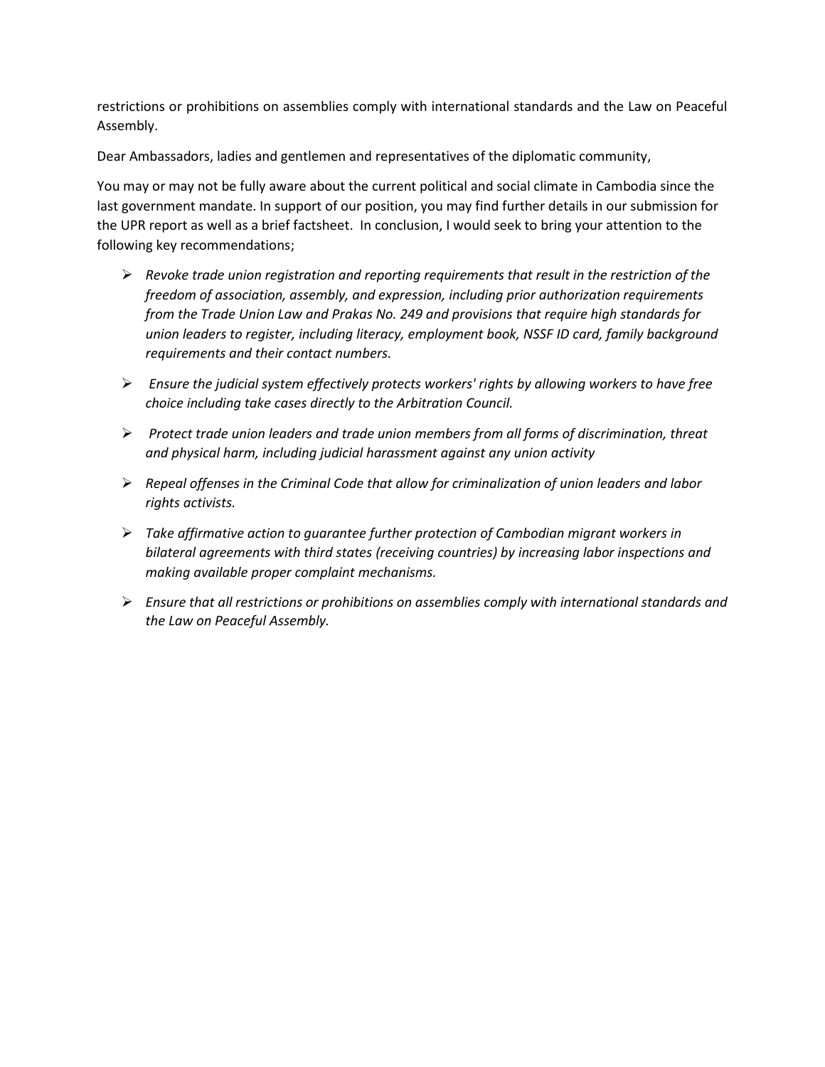restrictions or prohibitions on assemblies comply with international standards and the Law on Peaceful Assembly.

Dear Ambassadors, ladies and gentlemen and representatives of the diplomatic community,

You may or may not be fully aware about the current political and social climate in Cambodia since the last government mandate. In support of our position, you may find further details in our submission for the UPR report as well as a brief factsheet. In conclusion, I would seek to bring your attention to the following key recommendations;

- *Revoke trade union registration and reporting requirements that result in the restriction of the freedom of association, assembly, and expression, including prior authorization requirements from the Trade Union Law and Prakas No. 249 and provisions that require high standards for union leaders to register, including literacy, employment book, NSSF ID card, family background requirements and their contact numbers.*
- *Ensure the judicial system effectively protects workers' rights by allowing workers to have free choice including take cases directly to the Arbitration Council.*
- *Protect trade union leaders and trade union members from all forms of discrimination, threat and physical harm, including judicial harassment against any union activity*
- *Repeal offenses in the Criminal Code that allow for criminalization of union leaders and labor rights activists.*
- *Take affirmative action to guarantee further protection of Cambodian migrant workers in bilateral agreements with third states (receiving countries) by increasing labor inspections and making available proper complaint mechanisms.*
- *Ensure that all restrictions or prohibitions on assemblies comply with international standards and the Law on Peaceful Assembly.*